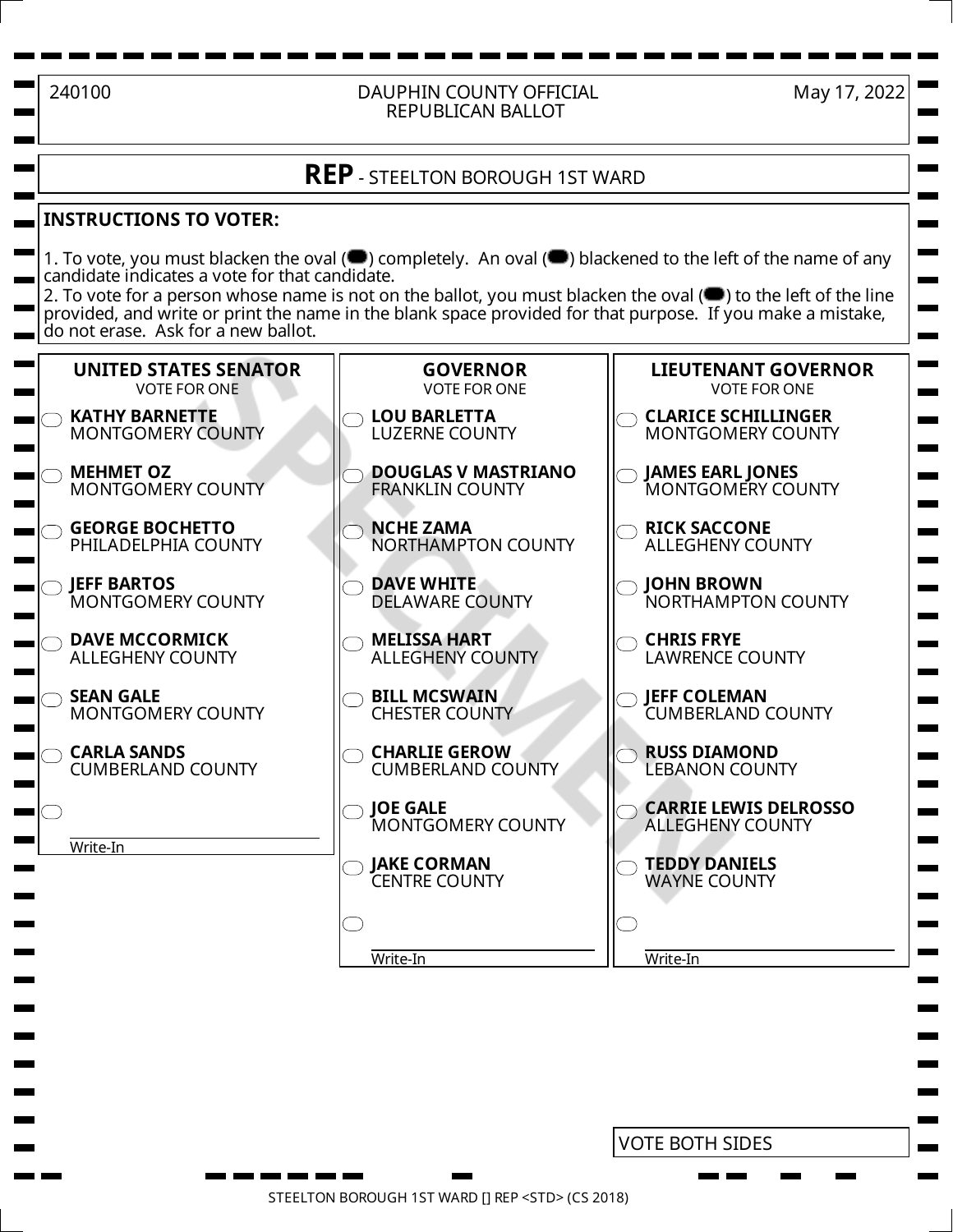240100

DAUPHIN COUNTY OFFICIAL
REPUBLICAN BALLOT

May 17, 2022

# REP - STEELTON BOROUGH 1ST WARD

**INSTRUCTIONS TO VOTER:**

1. To vote, you must blacken the oval (⬬) completely. An oval (⬬) blackened to the left of the name of any candidate indicates a vote for that candidate.
2. To vote for a person whose name is not on the ballot, you must blacken the oval (⬬) to the left of the line provided, and write or print the name in the blank space provided for that purpose. If you make a mistake, do not erase. Ask for a new ballot.

## UNITED STATES SENATOR
VOTE FOR ONE

- **KATHY BARNETTE** MONTGOMERY COUNTY
- **MEHMET OZ** MONTGOMERY COUNTY
- **GEORGE BOCHETTO** PHILADELPHIA COUNTY
- **JEFF BARTOS** MONTGOMERY COUNTY
- **DAVE MCCORMICK** ALLEGHENY COUNTY
- **SEAN GALE** MONTGOMERY COUNTY
- **CARLA SANDS** CUMBERLAND COUNTY
- Write-In

## GOVERNOR
VOTE FOR ONE

- **LOU BARLETTA** LUZERNE COUNTY
- **DOUGLAS V MASTRIANO** FRANKLIN COUNTY
- **NCHE ZAMA** NORTHAMPTON COUNTY
- **DAVE WHITE** DELAWARE COUNTY
- **MELISSA HART** ALLEGHENY COUNTY
- **BILL MCSWAIN** CHESTER COUNTY
- **CHARLIE GEROW** CUMBERLAND COUNTY
- **JOE GALE** MONTGOMERY COUNTY
- **JAKE CORMAN** CENTRE COUNTY
- Write-In

## LIEUTENANT GOVERNOR
VOTE FOR ONE

- **CLARICE SCHILLINGER** MONTGOMERY COUNTY
- **JAMES EARL JONES** MONTGOMERY COUNTY
- **RICK SACCONE** ALLEGHENY COUNTY
- **JOHN BROWN** NORTHAMPTON COUNTY
- **CHRIS FRYE** LAWRENCE COUNTY
- **JEFF COLEMAN** CUMBERLAND COUNTY
- **RUSS DIAMOND** LEBANON COUNTY
- **CARRIE LEWIS DELROSSO** ALLEGHENY COUNTY
- **TEDDY DANIELS** WAYNE COUNTY
- Write-In

VOTE BOTH SIDES

STEELTON BOROUGH 1ST WARD [] REP <STD> (CS 2018)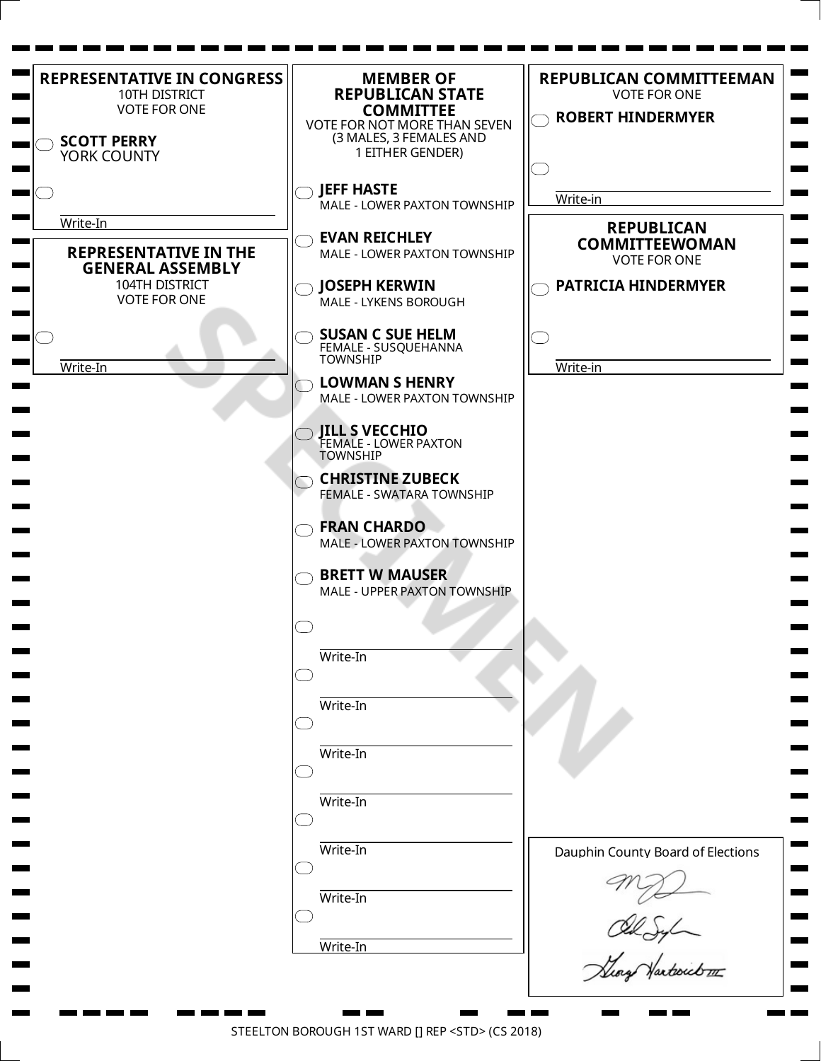## REPRESENTATIVE IN CONGRESS
10TH DISTRICT
VOTE FOR ONE

- **SCOTT PERRY**
  YORK COUNTY
- Write-In

## REPRESENTATIVE IN THE GENERAL ASSEMBLY
104TH DISTRICT
VOTE FOR ONE

- Write-In

## MEMBER OF REPUBLICAN STATE COMMITTEE
VOTE FOR NOT MORE THAN SEVEN
(3 MALES, 3 FEMALES AND
1 EITHER GENDER)

- **JEFF HASTE**
  MALE - LOWER PAXTON TOWNSHIP
- **EVAN REICHLEY**
  MALE - LOWER PAXTON TOWNSHIP
- **JOSEPH KERWIN**
  MALE - LYKENS BOROUGH
- **SUSAN C SUE HELM**
  FEMALE - SUSQUEHANNA TOWNSHIP
- **LOWMAN S HENRY**
  MALE - LOWER PAXTON TOWNSHIP
- **JILL S VECCHIO**
  FEMALE - LOWER PAXTON TOWNSHIP
- **CHRISTINE ZUBECK**
  FEMALE - SWATARA TOWNSHIP
- **FRAN CHARDO**
  MALE - LOWER PAXTON TOWNSHIP
- **BRETT W MAUSER**
  MALE - UPPER PAXTON TOWNSHIP
- Write-In
- Write-In
- Write-In
- Write-In
- Write-In
- Write-In
- Write-In

## REPUBLICAN COMMITTEEMAN
VOTE FOR ONE

- **ROBERT HINDERMYER**
- Write-in

## REPUBLICAN COMMITTEEWOMAN
VOTE FOR ONE

- **PATRICIA HINDERMYER**
- Write-in

SPECIMEN

Dauphin County Board of Elections

STEELTON BOROUGH 1ST WARD [] REP <STD> (CS 2018)